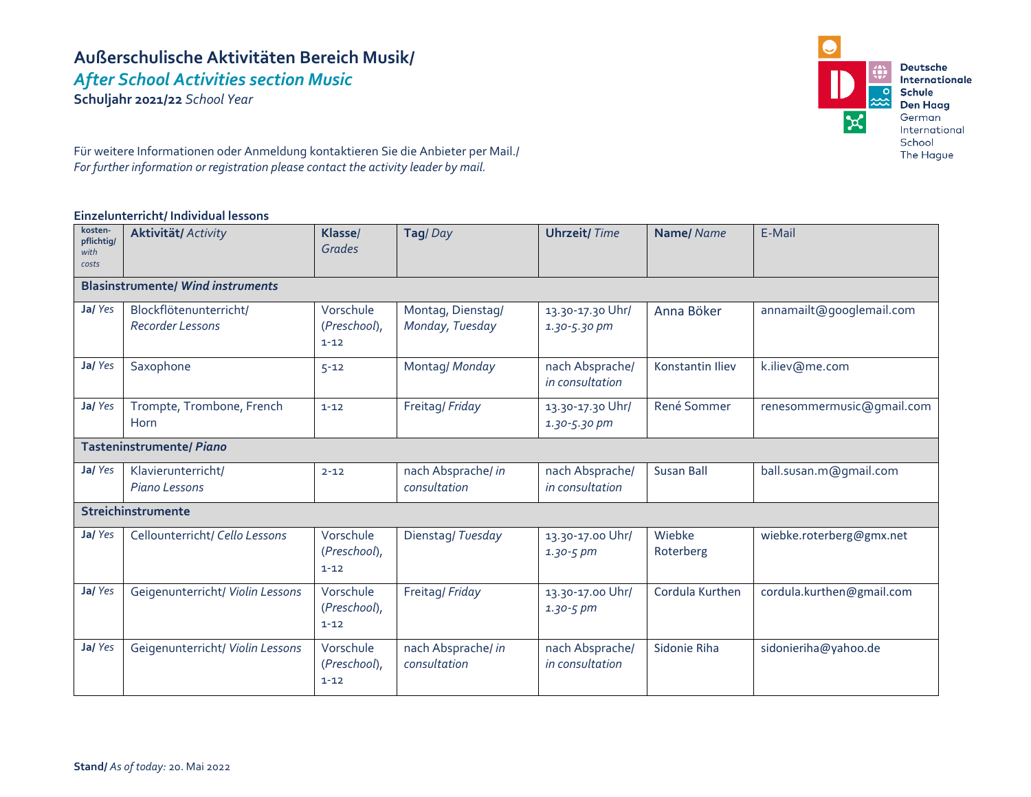# Außerschulische Aktivitäten Bereich Musik/ *After School Activities section Music*

**Schuljahr 2021/22** *School Year*

Deutsche Internationale Schule Den Haag
German International School The Hague

Für weitere Informationen oder Anmeldung kontaktieren Sie die Anbieter per Mail./
*For further information or registration please contact the activity leader by mail.*

**Einzelunterricht/ Individual lessons**

| kosten-pflichtig/ *with costs* | **Aktivität/** *Activity* | **Klasse/** *Grades* | **Tag/** *Day* | **Uhrzeit/** *Time* | **Name/** *Name* | E-Mail |
|---|---|---|---|---|---|---|
| **Blasinstrumente/ *Wind instruments*** | | | | | | |
| **Ja/** *Yes* | Blockflötenunterricht/ *Recorder Lessons* | Vorschule (*Preschool*), 1-12 | Montag, Dienstag/ *Monday, Tuesday* | 13.30-17.30 Uhr/ *1.30-5.30 pm* | Anna Böker | annamailt@googlemail.com |
| **Ja/** *Yes* | Saxophone | 5-12 | Montag/ *Monday* | nach Absprache/ *in consultation* | Konstantin Iliev | k.iliev@me.com |
| **Ja/** *Yes* | Trompte, Trombone, French Horn | 1-12 | Freitag/ *Friday* | 13.30-17.30 Uhr/ *1.30-5.30 pm* | René Sommer | renesommermusic@gmail.com |
| **Tasteninstrumente/ *Piano*** | | | | | | |
| **Ja/** *Yes* | Klavierunterricht/ *Piano Lessons* | 2-12 | nach Absprache/ *in consultation* | nach Absprache/ *in consultation* | Susan Ball | ball.susan.m@gmail.com |
| **Streichinstrumente** | | | | | | |
| **Ja/** *Yes* | Cellounterricht/ *Cello Lessons* | Vorschule (*Preschool*), 1-12 | Dienstag/ *Tuesday* | 13.30-17.00 Uhr/ *1.30-5 pm* | Wiebke Roterberg | wiebke.roterberg@gmx.net |
| **Ja/** *Yes* | Geigenunterricht/ *Violin Lessons* | Vorschule (*Preschool*), 1-12 | Freitag/ *Friday* | 13.30-17.00 Uhr/ *1.30-5 pm* | Cordula Kurthen | cordula.kurthen@gmail.com |
| **Ja/** *Yes* | Geigenunterricht/ *Violin Lessons* | Vorschule (*Preschool*), 1-12 | nach Absprache/ *in consultation* | nach Absprache/ *in consultation* | Sidonie Riha | sidonieriha@yahoo.de |

**Stand/** *As of today:* 20. Mai 2022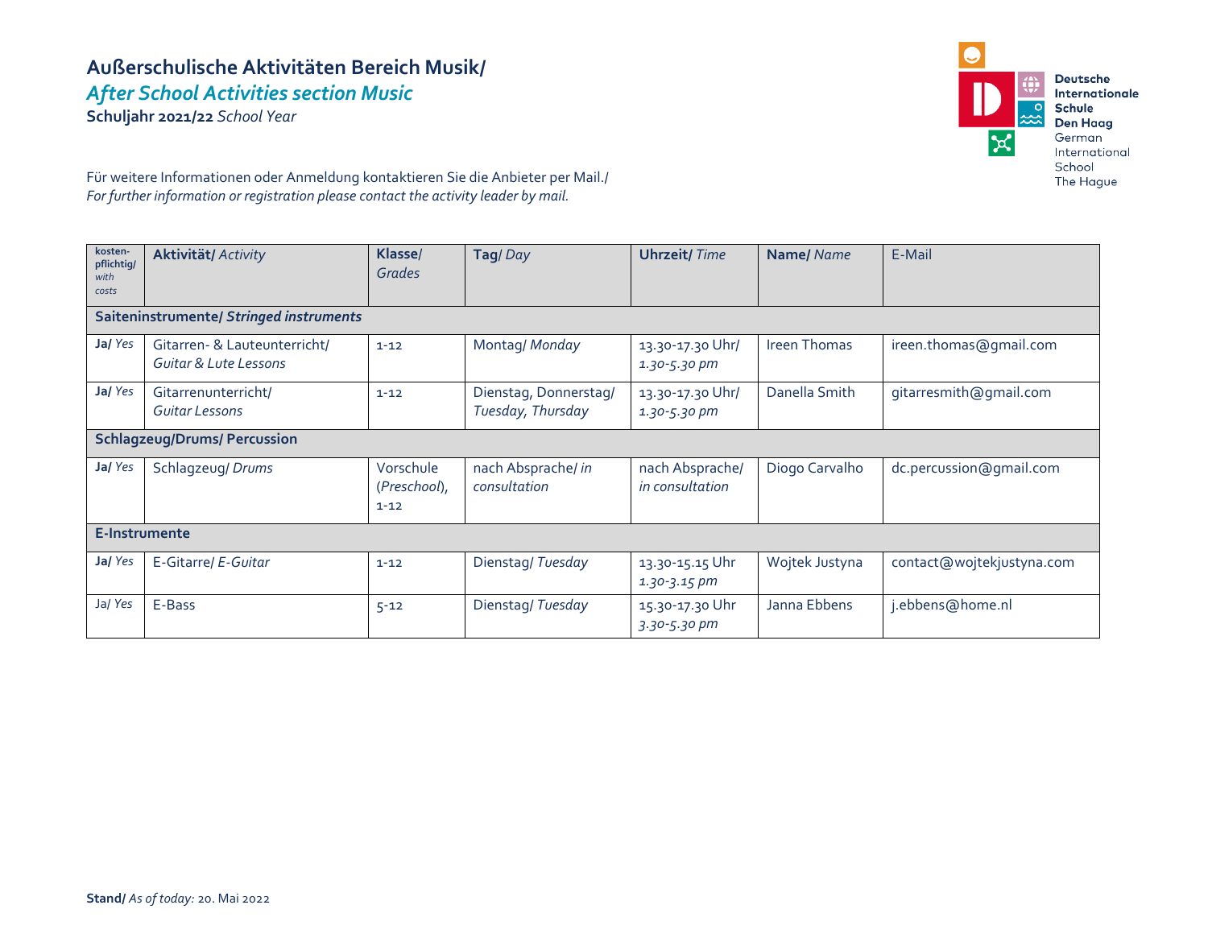# Außerschulische Aktivitäten Bereich Musik/
## *After School Activities section Music*

**Schuljahr 2021/22** *School Year*

Deutsche Internationale Schule Den Haag
German International School The Hague

Für weitere Informationen oder Anmeldung kontaktieren Sie die Anbieter per Mail./
*For further information or registration please contact the activity leader by mail.*

| **kosten-pflichtig/** *with costs* | **Aktivität/** *Activity* | **Klasse/** *Grades* | **Tag/** *Day* | **Uhrzeit/** *Time* | **Name/** *Name* | E-Mail |
|---|---|---|---|---|---|---|
| **Saiteninstrumente/** ***Stringed instruments*** | | | | | | |
| **Ja/** *Yes* | Gitarren- & Lauteunterricht/ *Guitar & Lute Lessons* | 1-12 | Montag/ *Monday* | 13.30-17.30 Uhr/ *1.30-5.30 pm* | Ireen Thomas | ireen.thomas@gmail.com |
| **Ja/** *Yes* | Gitarrenunterricht/ *Guitar Lessons* | 1-12 | Dienstag, Donnerstag/ *Tuesday, Thursday* | 13.30-17.30 Uhr/ *1.30-5.30 pm* | Danella Smith | gitarresmith@gmail.com |
| **Schlagzeug/Drums/ Percussion** | | | | | | |
| **Ja/** *Yes* | Schlagzeug/ *Drums* | Vorschule (*Preschool*), 1-12 | nach Absprache/ *in consultation* | nach Absprache/ *in consultation* | Diogo Carvalho | dc.percussion@gmail.com |
| **E-Instrumente** | | | | | | |
| **Ja/** *Yes* | E-Gitarre/ *E-Guitar* | 1-12 | Dienstag/ *Tuesday* | 13.30-15.15 Uhr *1.30-3.15 pm* | Wojtek Justyna | contact@wojtekjustyna.com |
| Ja/ *Yes* | E-Bass | 5-12 | Dienstag/ *Tuesday* | 15.30-17.30 Uhr *3.30-5.30 pm* | Janna Ebbens | j.ebbens@home.nl |

**Stand/** *As of today:* 20. Mai 2022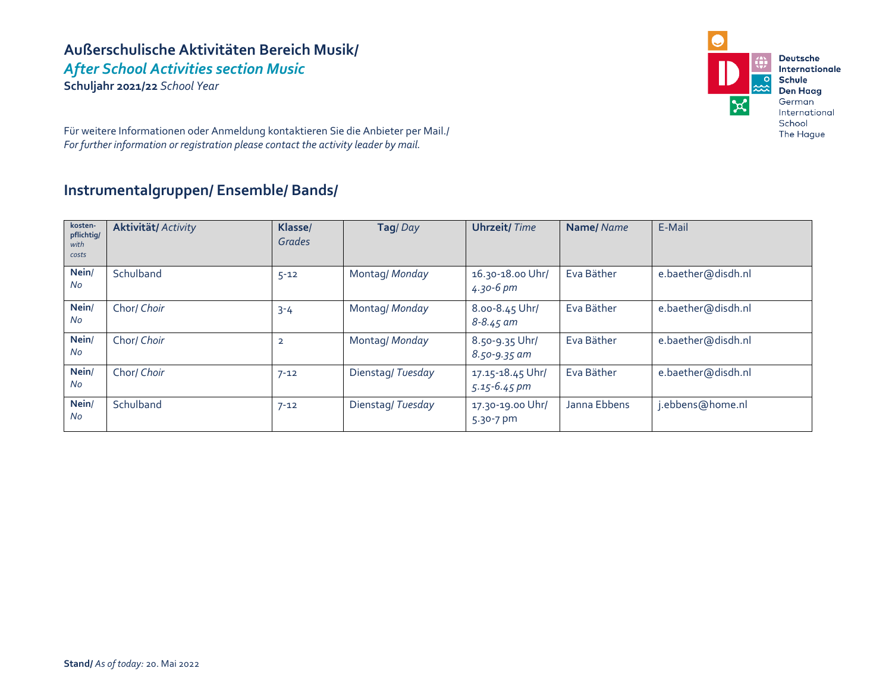# Außerschulische Aktivitäten Bereich Musik/

## *After School Activities section Music*

**Schuljahr 2021/22** *School Year*

Deutsche Internationale Schule Den Haag
German International School The Hague

Für weitere Informationen oder Anmeldung kontaktieren Sie die Anbieter per Mail./
*For further information or registration please contact the activity leader by mail.*

## Instrumentalgruppen/ Ensemble/ Bands/

| **kosten-pflichtig/** *with costs* | **Aktivität/** *Activity* | **Klasse/** *Grades* | **Tag/** *Day* | **Uhrzeit/** *Time* | **Name/** *Name* | E-Mail |
|---|---|---|---|---|---|---|
| **Nein/** *No* | Schulband | 5-12 | Montag/ *Monday* | 16.30-18.00 Uhr/ *4.30-6 pm* | Eva Bäther | e.baether@disdh.nl |
| **Nein/** *No* | Chor/ *Choir* | 3-4 | Montag/ *Monday* | 8.00-8.45 Uhr/ *8-8.45 am* | Eva Bäther | e.baether@disdh.nl |
| **Nein/** *No* | Chor/ *Choir* | 2 | Montag/ *Monday* | 8.50-9.35 Uhr/ *8.50-9.35 am* | Eva Bäther | e.baether@disdh.nl |
| **Nein/** *No* | Chor/ *Choir* | 7-12 | Dienstag/ *Tuesday* | 17.15-18.45 Uhr/ *5.15-6.45 pm* | Eva Bäther | e.baether@disdh.nl |
| **Nein/** *No* | Schulband | 7-12 | Dienstag/ *Tuesday* | 17.30-19.00 Uhr/ 5.30-7 pm | Janna Ebbens | j.ebbens@home.nl |

**Stand/** *As of today:* 20. Mai 2022